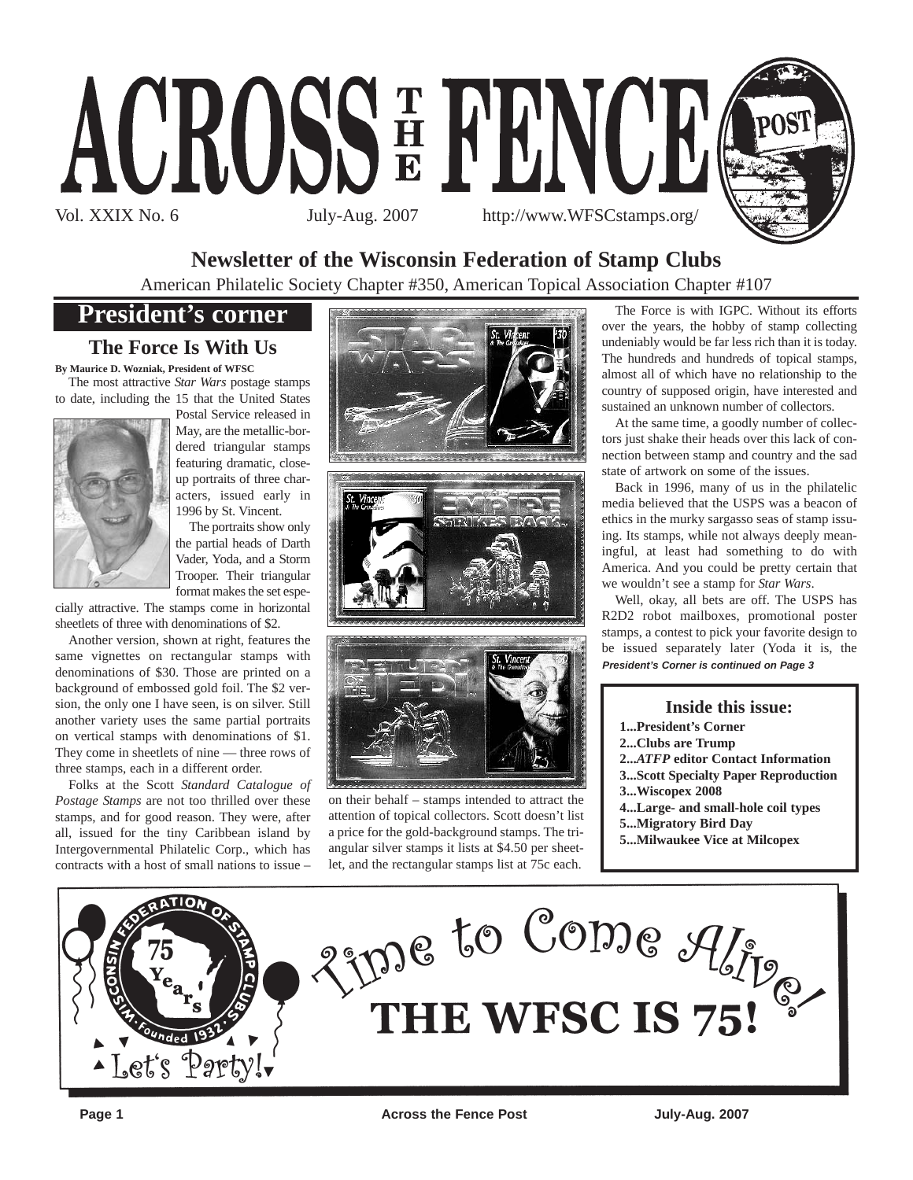# ACROSS THE FENCE POST

Vol. XXIX No. 6 July-Aug. 2007 http://www.WFSCstamps.org/

## Newsletter of the Wisconsin Federation of Stamp Clubs

American Philatelic Society Chapter #350, American Topical Association Chapter #107

## President's corner

### The Force Is With Us

**By Maurice D. Wozniak, President of WFSC**

The most attractive *Star Wars* postage stamps to date, including the 15 that the United States Postal Service released in May, are the metallic-bordered triangular stamps featuring dramatic, close-up portraits of three characters, issued early in 1996 by St. Vincent.

The portraits show only the partial heads of Darth Vader, Yoda, and a Storm Trooper. Their triangular format makes the set especially attractive. The stamps come in horizontal sheetlets of three with denominations of $2.

Another version, shown at right, features the same vignettes on rectangular stamps with denominations of $30. Those are printed on a background of embossed gold foil. The $2 version, the only one I have seen, is on silver. Still another variety uses the same partial portraits on vertical stamps with denominations of $1. They come in sheetlets of nine — three rows of three stamps, each in a different order.

Folks at the Scott *Standard Catalogue of Postage Stamps* are not too thrilled over these stamps, and for good reason. They were, after all, issued for the tiny Caribbean island by Intergovernmental Philatelic Corp., which has contracts with a host of small nations to issue – on their behalf – stamps intended to attract the attention of topical collectors. Scott doesn't list a price for the gold-background stamps. The triangular silver stamps it lists at $4.50 per sheetlet, and the rectangular stamps list at 75c each.

The Force is with IGPC. Without its efforts over the years, the hobby of stamp collecting undeniably would be far less rich than it is today. The hundreds and hundreds of topical stamps, almost all of which have no relationship to the country of supposed origin, have interested and sustained an unknown number of collectors.

At the same time, a goodly number of collectors just shake their heads over this lack of connection between stamp and country and the sad state of artwork on some of the issues.

Back in 1996, many of us in the philatelic media believed that the USPS was a beacon of ethics in the murky sargasso seas of stamp issuing. Its stamps, while not always deeply meaningful, at least had something to do with America. And you could be pretty certain that we wouldn't see a stamp for *Star Wars*.

Well, okay, all bets are off. The USPS has R2D2 robot mailboxes, promotional poster stamps, a contest to pick your favorite design to be issued separately later (Yoda it is, the

***President's Corner is continued on Page 3***

### Inside this issue:

**1...President's Corner**
**2...Clubs are Trump**
**2...*ATFP* editor Contact Information**
**3...Scott Specialty Paper Reproduction**
**3...Wiscopex 2008**
**4...Large- and small-hole coil types**
**5...Migratory Bird Day**
**5...Milwaukee Vice at Milcopex**

Wisconsin Federation of Stamp Clubs · 75 Years · Founded 1932 · Let's Party!

Time to Come Alive!

**THE WFSC IS 75!**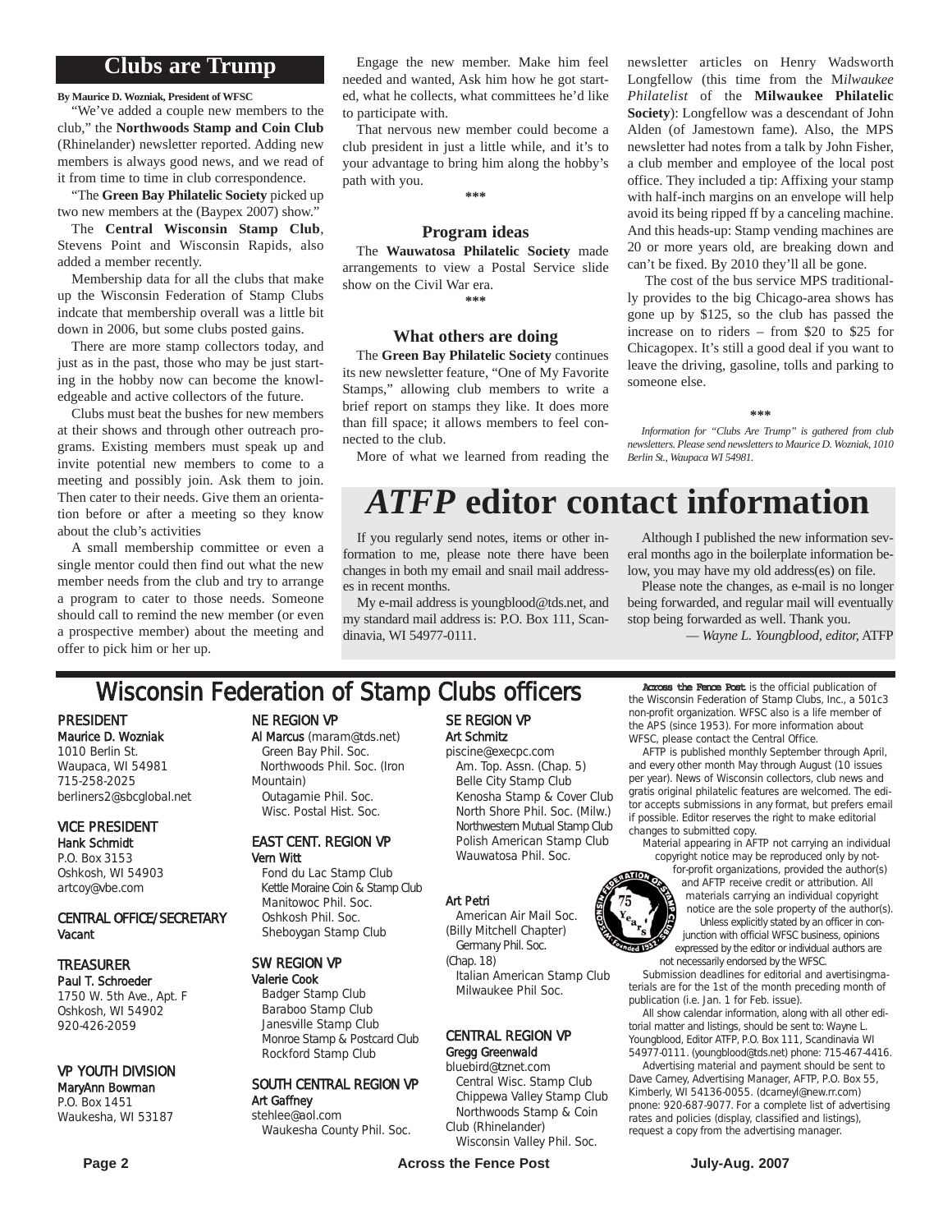## Clubs are Trump

**By Maurice D. Wozniak, President of WFSC**

"We've added a couple new members to the club," the **Northwoods Stamp and Coin Club** (Rhinelander) newsletter reported. Adding new members is always good news, and we read of it from time to time in club correspondence.

"The **Green Bay Philatelic Society** picked up two new members at the (Baypex 2007) show."

The **Central Wisconsin Stamp Club**, Stevens Point and Wisconsin Rapids, also added a member recently.

Membership data for all the clubs that make up the Wisconsin Federation of Stamp Clubs indcate that membership overall was a little bit down in 2006, but some clubs posted gains.

There are more stamp collectors today, and just as in the past, those who may be just starting in the hobby now can become the knowledgeable and active collectors of the future.

Clubs must beat the bushes for new members at their shows and through other outreach programs. Existing members must speak up and invite potential new members to come to a meeting and possibly join. Ask them to join. Then cater to their needs. Give them an orientation before or after a meeting so they know about the club's activities

A small membership committee or even a single mentor could then find out what the new member needs from the club and try to arrange a program to cater to those needs. Someone should call to remind the new member (or even a prospective member) about the meeting and offer to pick him or her up.

Engage the new member. Make him feel needed and wanted, Ask him how he got started, what he collects, what committees he'd like to participate with.

That nervous new member could become a club president in just a little while, and it's to your advantage to bring him along the hobby's path with you.

\*\*\*

### Program ideas

The **Wauwatosa Philatelic Society** made arrangements to view a Postal Service slide show on the Civil War era.

\*\*\*

### What others are doing

The **Green Bay Philatelic Society** continues its new newsletter feature, "One of My Favorite Stamps," allowing club members to write a brief report on stamps they like. It does more than fill space; it allows members to feel connected to the club.

More of what we learned from reading the newsletter articles on Henry Wadsworth Longfellow (this time from the *Milwaukee Philatelist* of the **Milwaukee Philatelic Society**): Longfellow was a descendant of John Alden (of Jamestown fame). Also, the MPS newsletter had notes from a talk by John Fisher, a club member and employee of the local post office. They included a tip: Affixing your stamp with half-inch margins on an envelope will help avoid its being ripped ff by a canceling machine. And this heads-up: Stamp vending machines are 20 or more years old, are breaking down and can't be fixed. By 2010 they'll all be gone.

The cost of the bus service MPS traditionally provides to the big Chicago-area shows has gone up by $125, so the club has passed the increase on to riders – from $20 to $25 for Chicagopex. It's still a good deal if you want to leave the driving, gasoline, tolls and parking to someone else.

\*\*\*

*Information for "Clubs Are Trump" is gathered from club newsletters. Please send newsletters to Maurice D. Wozniak, 1010 Berlin St., Waupaca WI 54981.*

## *ATFP* editor contact information

If you regularly send notes, items or other information to me, please note there have been changes in both my email and snail mail addresses in recent months.

My e-mail address is youngblood@tds.net, and my standard mail address is: P.O. Box 111, Scandinavia, WI 54977-0111.

Although I published the new information several months ago in the boilerplate information below, you may have my old address(es) on file.

Please note the changes, as e-mail is no longer being forwarded, and regular mail will eventually stop being forwarded as well. Thank you.

*— Wayne L. Youngblood, editor,* ATFP

## Wisconsin Federation of Stamp Clubs officers

**PRESIDENT**
Maurice D. Wozniak
1010 Berlin St.
Waupaca, WI 54981
715-258-2025
berliners2@sbcglobal.net

**VICE PRESIDENT**
Hank Schmidt
P.O. Box 3153
Oshkosh, WI 54903
artcoy@vbe.com

**CENTRAL OFFICE/SECRETARY**
Vacant

**TREASURER**
Paul T. Schroeder
1750 W. 5th Ave., Apt. F
Oshkosh, WI 54902
920-426-2059

**VP YOUTH DIVISION**
MaryAnn Bowman
P.O. Box 1451
Waukesha, WI 53187

**NE REGION VP**
Al Marcus (maram@tds.net)
Green Bay Phil. Soc.
Northwoods Phil. Soc. (Iron Mountain)
Outagamie Phil. Soc.
Wisc. Postal Hist. Soc.

**EAST CENT. REGION VP**
Vern Witt
Fond du Lac Stamp Club
Kettle Moraine Coin & Stamp Club
Manitowoc Phil. Soc.
Oshkosh Phil. Soc.
Sheboygan Stamp Club

**SW REGION VP**
Valerie Cook
Badger Stamp Club
Baraboo Stamp Club
Janesville Stamp Club
Monroe Stamp & Postcard Club
Rockford Stamp Club

**SOUTH CENTRAL REGION VP**
Art Gaffney
stehlee@aol.com
Waukesha County Phil. Soc.

**SE REGION VP**
Art Schmitz
piscine@execpc.com
Am. Top. Assn. (Chap. 5)
Belle City Stamp Club
Kenosha Stamp & Cover Club
North Shore Phil. Soc. (Milw.)
Northwestern Mutual Stamp Club
Polish American Stamp Club
Wauwatosa Phil. Soc.

Art Petri
American Air Mail Soc. (Billy Mitchell Chapter)
Germany Phil. Soc. (Chap. 18)
Italian American Stamp Club
Milwaukee Phil Soc.

**CENTRAL REGION VP**
Gregg Greenwald
bluebird@tznet.com
Central Wisc. Stamp Club
Chippewa Valley Stamp Club
Northwoods Stamp & Coin Club (Rhinelander)
Wisconsin Valley Phil. Soc.

**Across the Fence Post** is the official publication of the Wisconsin Federation of Stamp Clubs, Inc., a 501c3 non-profit organization. WFSC also is a life member of the APS (since 1953). For more information about WFSC, please contact the Central Office.

AFTP is published monthly September through April, and every other month May through August (10 issues per year). News of Wisconsin collectors, club news and gratis original philatelic features are welcomed. The editor accepts submissions in any format, but prefers email if possible. Editor reserves the right to make editorial changes to submitted copy.

Material appearing in AFTP not carrying an individual copyright notice may be reproduced only by not-for-profit organizations, provided the author(s) and AFTP receive credit or attribution. All materials carrying an individual copyright notice are the sole property of the author(s).

Unless explicitly stated by an officer in conjunction with official WFSC business, opinions expressed by the editor or individual authors are not necessarily endorsed by the WFSC.

Submission deadlines for editorial and avertisingmaterials are for the 1st of the month preceding month of publication (i.e. Jan. 1 for Feb. issue).

All show calendar information, along with all other editorial matter and listings, should be sent to: Wayne L. Youngblood, Editor ATFP, P.O. Box 111, Scandinavia WI 54977-0111. (youngblood@tds.net) phone: 715-467-4416.

Advertising material and payment should be sent to Dave Carney, Advertising Manager, AFTP, P.O. Box 55, Kimberly, WI 54136-0055. (dcarneyl@new.rr.com) pnone: 920-687-9077. For a complete list of advertising rates and policies (display, classified and listings), request a copy from the advertising manager.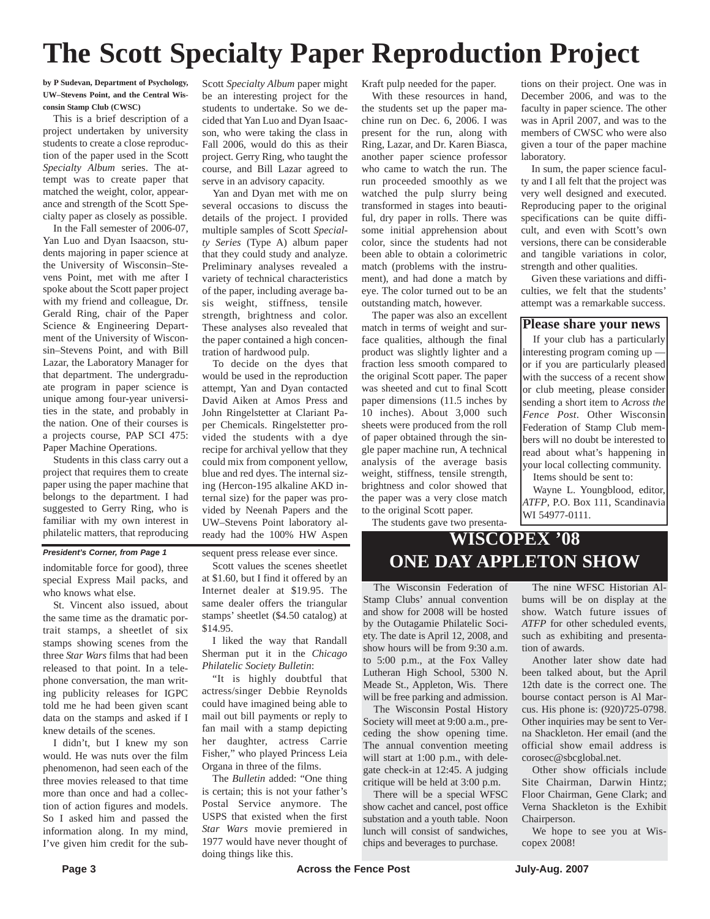# The Scott Specialty Paper Reproduction Project

**by P Sudevan, Department of Psychology, UW–Stevens Point, and the Central Wisconsin Stamp Club (CWSC)**

This is a brief description of a project undertaken by university students to create a close reproduction of the paper used in the Scott *Specialty Album* series. The attempt was to create paper that matched the weight, color, appearance and strength of the Scott Specialty paper as closely as possible.

In the Fall semester of 2006-07, Yan Luo and Dyan Isaacson, students majoring in paper science at the University of Wisconsin–Stevens Point, met with me after I spoke about the Scott paper project with my friend and colleague, Dr. Gerald Ring, chair of the Paper Science & Engineering Department of the University of Wisconsin–Stevens Point, and with Bill Lazar, the Laboratory Manager for that department. The undergraduate program in paper science is unique among four-year universities in the state, and probably in the nation. One of their courses is a projects course, PAP SCI 475: Paper Machine Operations.

Students in this class carry out a project that requires them to create paper using the paper machine that belongs to the department. I had suggested to Gerry Ring, who is familiar with my own interest in philatelic matters, that reproducing Scott *Specialty Album* paper might be an interesting project for the students to undertake. So we decided that Yan Luo and Dyan Isaacson, who were taking the class in Fall 2006, would do this as their project. Gerry Ring, who taught the course, and Bill Lazar agreed to serve in an advisory capacity.

Yan and Dyan met with me on several occasions to discuss the details of the project. I provided multiple samples of Scott *Specialty Series* (Type A) album paper that they could study and analyze. Preliminary analyses revealed a variety of technical characteristics of the paper, including average basis weight, stiffness, tensile strength, brightness and color. These analyses also revealed that the paper contained a high concentration of hardwood pulp.

To decide on the dyes that would be used in the reproduction attempt, Yan and Dyan contacted David Aiken at Amos Press and John Ringelstetter at Clariant Paper Chemicals. Ringelstetter provided the students with a dye recipe for archival yellow that they could mix from component yellow, blue and red dyes. The internal sizing (Hercon-195 alkaline AKD internal size) for the paper was provided by Neenah Papers and the UW–Stevens Point laboratory already had the 100% HW Aspen Kraft pulp needed for the paper.

With these resources in hand, the students set up the paper machine run on Dec. 6, 2006. I was present for the run, along with Ring, Lazar, and Dr. Karen Biasca, another paper science professor who came to watch the run. The run proceeded smoothly as we watched the pulp slurry being transformed in stages into beautiful, dry paper in rolls. There was some initial apprehension about color, since the students had not been able to obtain a colorimetric match (problems with the instrument), and had done a match by eye. The color turned out to be an outstanding match, however.

The paper was also an excellent match in terms of weight and surface qualities, although the final product was slightly lighter and a fraction less smooth compared to the original Scott paper. The paper was sheeted and cut to final Scott paper dimensions (11.5 inches by 10 inches). About 3,000 such sheets were produced from the roll of paper obtained through the single paper machine run, A technical analysis of the average basis weight, stiffness, tensile strength, brightness and color showed that the paper was a very close match to the original Scott paper.

The students gave two presentations on their project. One was in December 2006, and was to the faculty in paper science. The other was in April 2007, and was to the members of CWSC who were also given a tour of the paper machine laboratory.

In sum, the paper science faculty and I all felt that the project was very well designed and executed. Reproducing paper to the original specifications can be quite difficult, and even with Scott's own versions, there can be considerable and tangible variations in color, strength and other qualities.

Given these variations and difficulties, we felt that the students' attempt was a remarkable success.

## Please share your news

If your club has a particularly interesting program coming up — or if you are particularly pleased with the success of a recent show or club meeting, please consider sending a short item to *Across the Fence Post*. Other Wisconsin Federation of Stamp Club members will no doubt be interested to read about what's happening in your local collecting community.

Items should be sent to:

Wayne L. Youngblood, editor, *ATFP*, P.O. Box 111, Scandinavia WI 54977-0111.

***President's Corner, from Page 1***

indomitable force for good), three special Express Mail packs, and who knows what else.

St. Vincent also issued, about the same time as the dramatic portrait stamps, a sheetlet of six stamps showing scenes from the three *Star Wars* films that had been released to that point. In a telephone conversation, the man writing publicity releases for IGPC told me he had been given scant data on the stamps and asked if I knew details of the scenes.

I didn't, but I knew my son would. He was nuts over the film phenomenon, had seen each of the three movies released to that time more than once and had a collection of action figures and models. So I asked him and passed the information along. In my mind, I've given him credit for the subsequent press release ever since.

Scott values the scenes sheetlet at $1.60, but I find it offered by an Internet dealer at $19.95. The same dealer offers the triangular stamps' sheetlet ($4.50 catalog) at $14.95.

I liked the way that Randall Sherman put it in the *Chicago Philatelic Society Bulletin*:

"It is highly doubtful that actress/singer Debbie Reynolds could have imagined being able to mail out bill payments or reply to fan mail with a stamp depicting her daughter, actress Carrie Fisher," who played Princess Leia Organa in three of the films.

The *Bulletin* added: "One thing is certain; this is not your father's Postal Service anymore. The USPS that existed when the first *Star Wars* movie premiered in 1977 would have never thought of doing things like this.

## WISCOPEX '08
## ONE DAY APPLETON SHOW

The Wisconsin Federation of Stamp Clubs' annual convention and show for 2008 will be hosted by the Outagamie Philatelic Society. The date is April 12, 2008, and show hours will be from 9:30 a.m. to 5:00 p.m., at the Fox Valley Lutheran High School, 5300 N. Meade St., Appleton, Wis. There will be free parking and admission.

The Wisconsin Postal History Society will meet at 9:00 a.m., preceding the show opening time. The annual convention meeting will start at 1:00 p.m., with delegate check-in at 12:45. A judging critique will be held at 3:00 p.m.

There will be a special WFSC show cachet and cancel, post office substation and a youth table. Noon lunch will consist of sandwiches, chips and beverages to purchase.

The nine WFSC Historian Albums will be on display at the show. Watch future issues of *ATFP* for other scheduled events, such as exhibiting and presentation of awards.

Another later show date had been talked about, but the April 12th date is the correct one. The bourse contact person is Al Marcus. His phone is: (920)725-0798. Other inquiries may be sent to Verna Shackleton. Her email (and the official show email address is corosec@sbcglobal.net.

Other show officials include Site Chairman, Darwin Hintz; Floor Chairman, Gene Clark; and Verna Shackleton is the Exhibit Chairperson.

We hope to see you at Wiscopex 2008!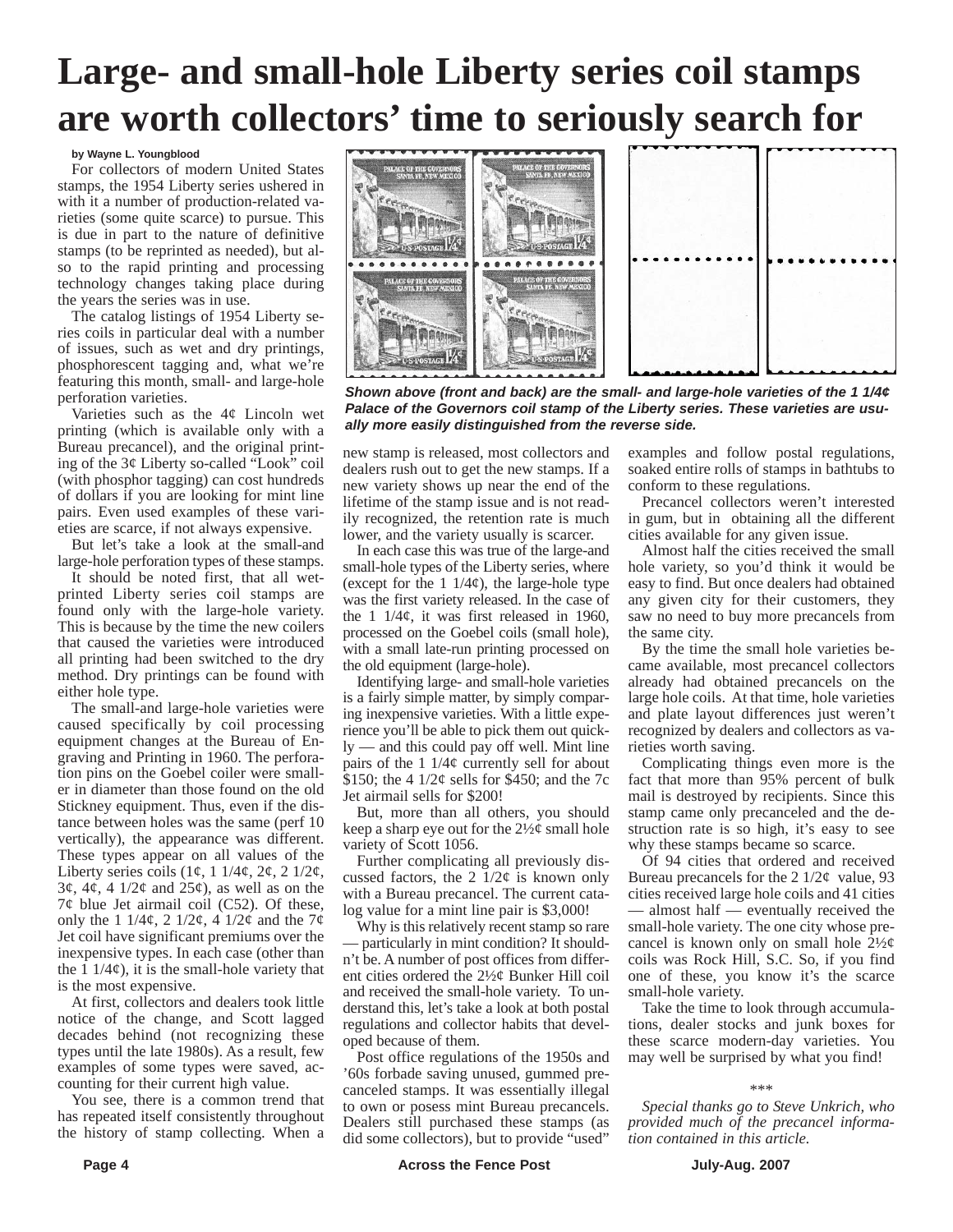# Large- and small-hole Liberty series coil stamps are worth collectors' time to seriously search for

**by Wayne L. Youngblood**

For collectors of modern United States stamps, the 1954 Liberty series ushered in with it a number of production-related varieties (some quite scarce) to pursue. This is due in part to the nature of definitive stamps (to be reprinted as needed), but also to the rapid printing and processing technology changes taking place during the years the series was in use.

The catalog listings of 1954 Liberty series coils in particular deal with a number of issues, such as wet and dry printings, phosphorescent tagging and, what we're featuring this month, small- and large-hole perforation varieties.

Varieties such as the 4¢ Lincoln wet printing (which is available only with a Bureau precancel), and the original printing of the 3¢ Liberty so-called "Look" coil (with phosphor tagging) can cost hundreds of dollars if you are looking for mint line pairs. Even used examples of these varieties are scarce, if not always expensive.

But let's take a look at the small-and large-hole perforation types of these stamps.

It should be noted first, that all wet-printed Liberty series coil stamps are found only with the large-hole variety. This is because by the time the new coilers that caused the varieties were introduced all printing had been switched to the dry method. Dry printings can be found with either hole type.

The small-and large-hole varieties were caused specifically by coil processing equipment changes at the Bureau of Engraving and Printing in 1960. The perforation pins on the Goebel coiler were smaller in diameter than those found on the old Stickney equipment. Thus, even if the distance between holes was the same (perf 10 vertically), the appearance was different. These types appear on all values of the Liberty series coils (1¢, 1 1/4¢, 2¢, 2 1/2¢, 3¢, 4¢, 4 1/2¢ and 25¢), as well as on the 7¢ blue Jet airmail coil (C52). Of these, only the 1 1/4¢, 2 1/2¢, 4 1/2¢ and the 7¢ Jet coil have significant premiums over the inexpensive types. In each case (other than the 1 1/4¢), it is the small-hole variety that is the most expensive.

At first, collectors and dealers took little notice of the change, and Scott lagged decades behind (not recognizing these types until the late 1980s). As a result, few examples of some types were saved, accounting for their current high value.

You see, there is a common trend that has repeated itself consistently throughout the history of stamp collecting. When a new stamp is released, most collectors and dealers rush out to get the new stamps. If a new variety shows up near the end of the lifetime of the stamp issue and is not readily recognized, the retention rate is much lower, and the variety usually is scarcer.

*Shown above (front and back) are the small- and large-hole varieties of the 1 1/4¢ Palace of the Governors coil stamp of the Liberty series. These varieties are usually more easily distinguished from the reverse side.*

In each case this was true of the large-and small-hole types of the Liberty series, where (except for the 1 1/4¢), the large-hole type was the first variety released. In the case of the 1 1/4¢, it was first released in 1960, processed on the Goebel coils (small hole), with a small late-run printing processed on the old equipment (large-hole).

Identifying large- and small-hole varieties is a fairly simple matter, by simply comparing inexpensive varieties. With a little experience you'll be able to pick them out quickly — and this could pay off well. Mint line pairs of the 1 1/4¢ currently sell for about $150; the 4 1/2¢ sells for $450; and the 7c Jet airmail sells for $200!

But, more than all others, you should keep a sharp eye out for the 2½¢ small hole variety of Scott 1056.

Further complicating all previously discussed factors, the 2 1/2¢ is known only with a Bureau precancel. The current catalog value for a mint line pair is $3,000!

Why is this relatively recent stamp so rare — particularly in mint condition? It shouldn't be. A number of post offices from different cities ordered the 2½¢ Bunker Hill coil and received the small-hole variety. To understand this, let's take a look at both postal regulations and collector habits that developed because of them.

Post office regulations of the 1950s and '60s forbade saving unused, gummed precanceled stamps. It was essentially illegal to own or posess mint Bureau precancels. Dealers still purchased these stamps (as did some collectors), but to provide "used" examples and follow postal regulations, soaked entire rolls of stamps in bathtubs to conform to these regulations.

Precancel collectors weren't interested in gum, but in obtaining all the different cities available for any given issue.

Almost half the cities received the small hole variety, so you'd think it would be easy to find. But once dealers had obtained any given city for their customers, they saw no need to buy more precancels from the same city.

By the time the small hole varieties became available, most precancel collectors already had obtained precancels on the large hole coils. At that time, hole varieties and plate layout differences just weren't recognized by dealers and collectors as varieties worth saving.

Complicating things even more is the fact that more than 95% percent of bulk mail is destroyed by recipients. Since this stamp came only precanceled and the destruction rate is so high, it's easy to see why these stamps became so scarce.

Of 94 cities that ordered and received Bureau precancels for the 2 1/2¢ value, 93 cities received large hole coils and 41 cities — almost half — eventually received the small-hole variety. The one city whose precancel is known only on small hole 2½¢ coils was Rock Hill, S.C. So, if you find one of these, you know it's the scarce small-hole variety.

Take the time to look through accumulations, dealer stocks and junk boxes for these scarce modern-day varieties. You may well be surprised by what you find!

\*\*\*

*Special thanks go to Steve Unkrich, who provided much of the precancel information contained in this article.*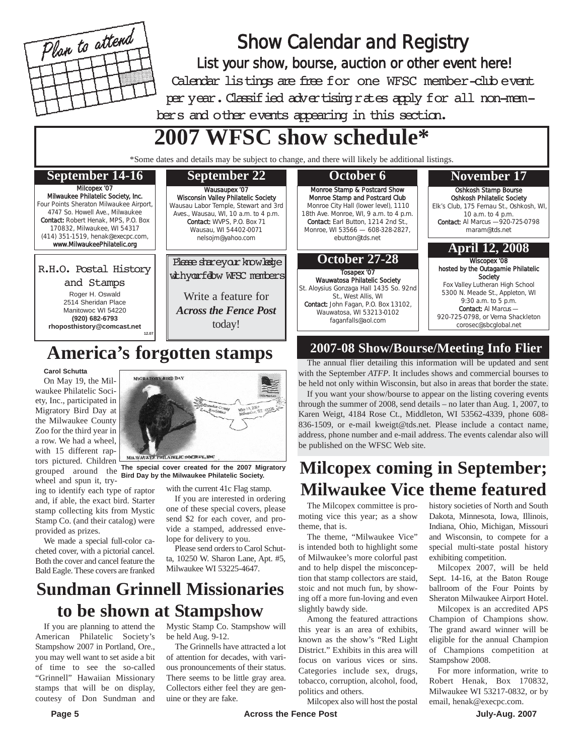# Show Calendar and Registry

## List your show, bourse, auction or other event here!

Calendar listings are free for one WFSC member-club event per year. Classified advertising rates apply for all non-members and other events appearing in this section.

# 2007 WFSC show schedule*

*Some dates and details may be subject to change, and there will likely be additional listings.

### September 14-16

**Milcopex '07**
**Milwaukee Philatelic Society, Inc.**
Four Points Sheraton Milwaukee Airport, 4747 So. Howell Ave., Milwaukee
**Contact:** Robert Henak, MPS, P.O. Box 170832, Milwaukee, WI 54317
(414) 351-1519, henak@execpc.com,
**www.MilwaukeePhilatelic.org**

### September 22

**Wausaupex '07**
**Wisconsin Valley Philatelic Society**
Wausau Labor Temple, Stewart and 3rd Aves., Wausau, WI, 10 a.m. to 4 p.m.
**Contact:** WVPS, P.O. Box 71
Wausau, WI 54402-0071
nelsojm@yahoo.com

### October 6

**Monroe Stamp & Postcard Show**
**Monroe Stamp and Postcard Club**
Monroe City Hall (lower level), 1110 18th Ave. Monroe, WI, 9 a.m. to 4 p.m.
**Contact:** Earl Button, 1214 2nd St., Monroe, WI 53566 — 608-328-2827, ebutton@tds.net

### November 17

**Oshkosh Stamp Bourse**
**Oshkosh Philatelic Society**
Elk's Club, 175 Fernau St., Oshkosh, WI, 10 a.m. to 4 p.m.
**Contact:** Al Marcus —920-725-0798
maram@tds.net

R.H.O. Postal History and Stamps
Roger H. Oswald
2514 Sheridan Place
Manitowoc WI 54220
**(920) 682-6793**
**rhoposthistory@comcast.net**
12.07

Please share your knowledge with your fellow WFSC members

Write a feature for *Across the Fence Post* today!

### October 27-28

**Tosapex '07**
**Wauwatosa Philatelic Society**
St. Aloysius Gonzaga Hall 1435 So. 92nd St., West Allis, WI
**Contact:** John Fagan, P.O. Box 13102, Wauwatosa, WI 53213-0102
faganfalls@aol.com

### April 12, 2008

**Wiscopex '08**
**hosted by the Outagamie Philatelic Society**
Fox Valley Lutheran High School
5300 N. Meade St., Appleton, WI
9:30 a.m. to 5 p.m.
**Contact:** Al Marcus —
920-725-0798, or Verna Shackleton
corosec@sbcglobal.net

# America's forgotten stamps

**Carol Schutta**

On May 19, the Milwaukee Philatelic Society, Inc., participated in Migratory Bird Day at the Milwaukee County Zoo for the third year in a row. We had a wheel, with 15 different raptors pictured. Children grouped around the wheel and spun it, trying to identify each type of raptor and, if able, the exact bird. Starter stamp collecting kits from Mystic Stamp Co. (and their catalog) were provided as prizes.

**The special cover created for the 2007 Migratory Bird Day by the Milwaukee Philatelic Society.**

We made a special full-color cacheted cover, with a pictorial cancel. Both the cover and cancel feature the Bald Eagle. These covers are franked with the current 41c Flag stamp.

If you are interested in ordering one of these special covers, please send $2 for each cover, and provide a stamped, addressed envelope for delivery to you.

Please send orders to Carol Schutta, 10250 W. Sharon Lane, Apt. #5, Milwaukee WI 53225-4647.

# Sundman Grinnell Missionaries to be shown at Stampshow

If you are planning to attend the American Philatelic Society's Stampshow 2007 in Portland, Ore., you may well want to set aside a bit of time to see the so-called "Grinnell" Hawaiian Missionary stamps that will be on display, coutesy of Don Sundman and Mystic Stamp Co. Stampshow will be held Aug. 9-12.

The Grinnells have attracted a lot of attention for decades, with various pronouncements of their status. There seems to be little gray area. Collectors either feel they are genuine or they are fake.

## 2007-08 Show/Bourse/Meeting Info Flier

The annual flier detailing this information will be updated and sent with the September *ATFP*. It includes shows and commercial bourses to be held not only within Wisconsin, but also in areas that border the state.

If you want your show/bourse to appear on the listing covering events through the summer of 2008, send details – no later than Aug. 1, 2007, to Karen Weigt, 4184 Rose Ct., Middleton, WI 53562-4339, phone 608-836-1509, or e-mail kweigt@tds.net. Please include a contact name, address, phone number and e-mail address. The events calendar also will be published on the WFSC Web site.

# Milcopex coming in September; Milwaukee Vice theme featured

The Milcopex committee is promoting vice this year; as a show theme, that is.

The theme, "Milwaukee Vice" is intended both to highlight some of Milwaukee's more colorful past and to help dispel the misconception that stamp collectors are staid, stoic and not much fun, by showing off a more fun-loving and even slightly bawdy side.

Among the featured attractions this year is an area of exhibits, known as the show's "Red Light District." Exhibits in this area will focus on various vices or sins. Categories include sex, drugs, tobacco, corruption, alcohol, food, politics and others.

Milcopex also will host the postal history societies of North and South Dakota, Minnesota, Iowa, Illinois, Indiana, Ohio, Michigan, Missouri and Wisconsin, to compete for a special multi-state postal history exhibiting competition.

Milcopex 2007, will be held Sept. 14-16, at the Baton Rouge ballroom of the Four Points by Sheraton Milwaukee Airport Hotel.

Milcopex is an accredited APS Champion of Champions show. The grand award winner will be eligible for the annual Champion of Champions competition at Stampshow 2008.

For more information, write to Robert Henak, Box 170832, Milwaukee WI 53217-0832, or by email, henak@execpc.com.